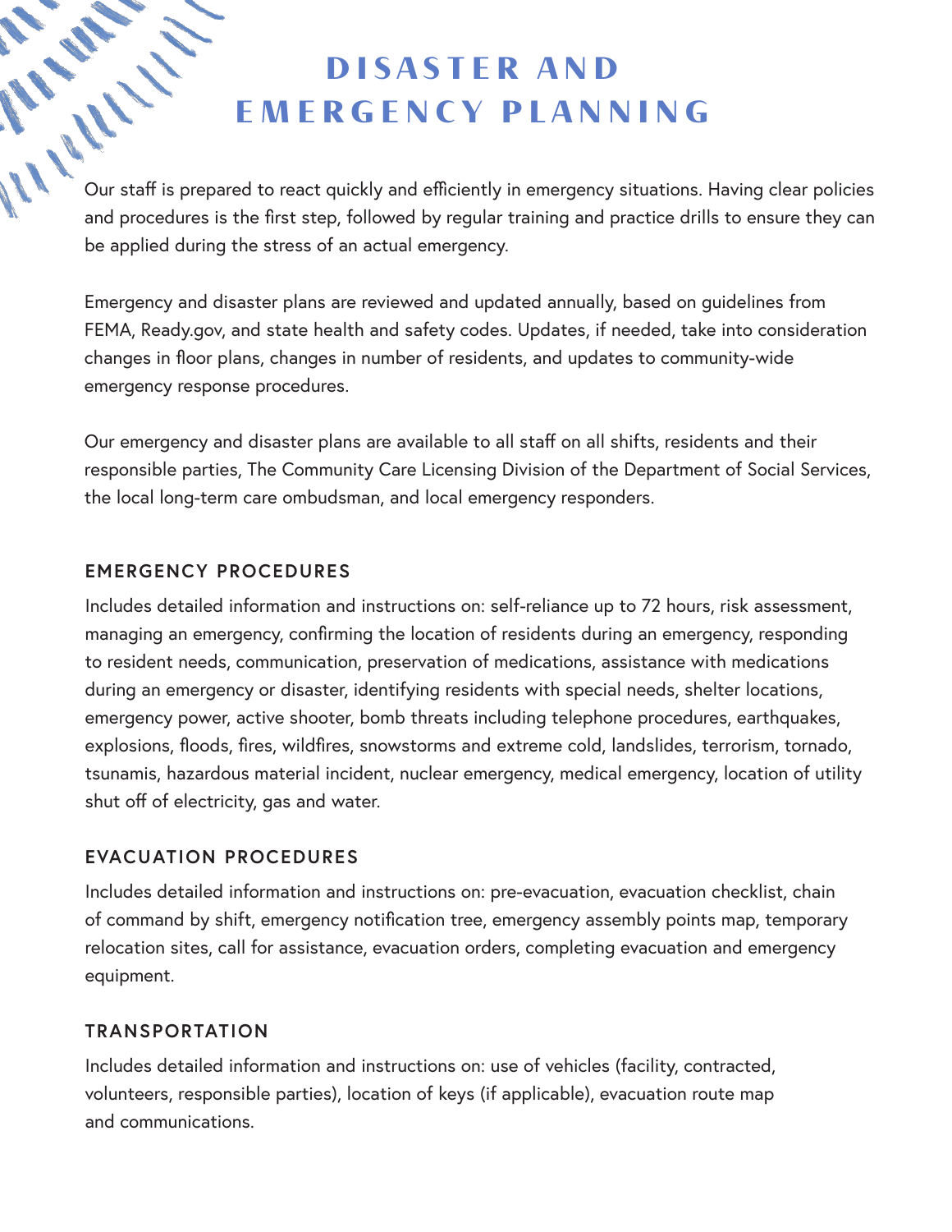# DISASTER AND EMERGENCY PLANNING

Our staff is prepared to react quickly and efficiently in emergency situations. Having clear policies and procedures is the first step, followed by regular training and practice drills to ensure they can be applied during the stress of an actual emergency.

Emergency and disaster plans are reviewed and updated annually, based on guidelines from FEMA, Ready.gov, and state health and safety codes. Updates, if needed, take into consideration changes in floor plans, changes in number of residents, and updates to community-wide emergency response procedures.

Our emergency and disaster plans are available to all staff on all shifts, residents and their responsible parties, The Community Care Licensing Division of the Department of Social Services, the local long-term care ombudsman, and local emergency responders.

## EMERGENCY PROCEDURES

Includes detailed information and instructions on: self-reliance up to 72 hours, risk assessment, managing an emergency, confirming the location of residents during an emergency, responding to resident needs, communication, preservation of medications, assistance with medications during an emergency or disaster, identifying residents with special needs, shelter locations, emergency power, active shooter, bomb threats including telephone procedures, earthquakes, explosions, floods, fires, wildfires, snowstorms and extreme cold, landslides, terrorism, tornado, tsunamis, hazardous material incident, nuclear emergency, medical emergency, location of utility shut off of electricity, gas and water.

## EVACUATION PROCEDURES

Includes detailed information and instructions on: pre-evacuation, evacuation checklist, chain of command by shift, emergency notification tree, emergency assembly points map, temporary relocation sites, call for assistance, evacuation orders, completing evacuation and emergency equipment.

## TRANSPORTATION

Includes detailed information and instructions on: use of vehicles (facility, contracted, volunteers, responsible parties), location of keys (if applicable), evacuation route map and communications.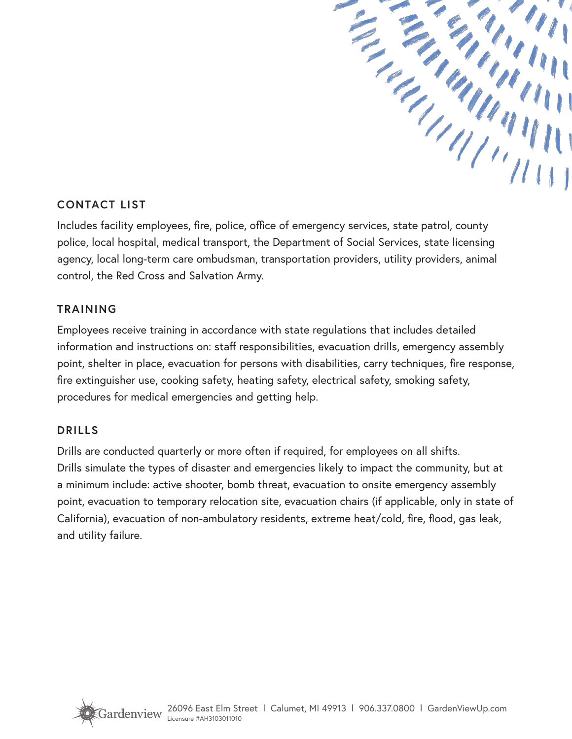## CONTACT LIST

Includes facility employees, fire, police, office of emergency services, state patrol, county police, local hospital, medical transport, the Department of Social Services, state licensing agency, local long-term care ombudsman, transportation providers, utility providers, animal control, the Red Cross and Salvation Army.

## TRAINING

Employees receive training in accordance with state regulations that includes detailed information and instructions on: staff responsibilities, evacuation drills, emergency assembly point, shelter in place, evacuation for persons with disabilities, carry techniques, fire response, fire extinguisher use, cooking safety, heating safety, electrical safety, smoking safety, procedures for medical emergencies and getting help.

## DRILLS

Drills are conducted quarterly or more often if required, for employees on all shifts. Drills simulate the types of disaster and emergencies likely to impact the community, but at a minimum include: active shooter, bomb threat, evacuation to onsite emergency assembly point, evacuation to temporary relocation site, evacuation chairs (if applicable, only in state of California), evacuation of non-ambulatory residents, extreme heat/cold, fire, flood, gas leak, and utility failure.

Gardenview 26096 East Elm Street | Calumet, MI 49913 | 906.337.0800 | GardenViewUp.com
Licensure #AH3103011010